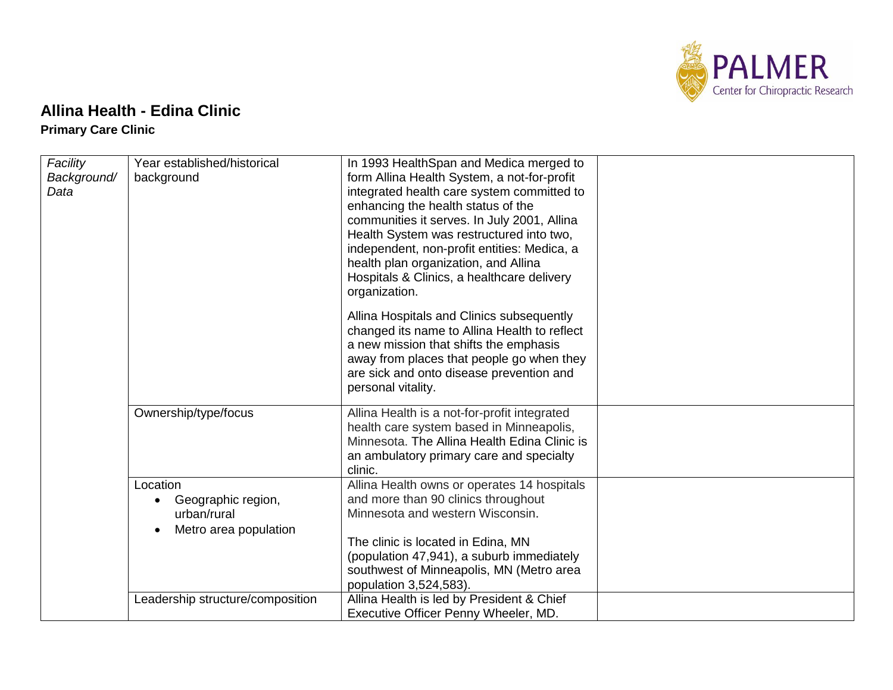# Allina Health - Edina Clinic

**Primary Care Clinic**

| | | | |
|---|---|---|---|
| *Facility Background/ Data* | Year established/historical background | In 1993 HealthSpan and Medica merged to form Allina Health System, a not-for-profit integrated health care system committed to enhancing the health status of the communities it serves. In July 2001, Allina Health System was restructured into two, independent, non-profit entities: Medica, a health plan organization, and Allina Hospitals & Clinics, a healthcare delivery organization.<br><br>Allina Hospitals and Clinics subsequently changed its name to Allina Health to reflect a new mission that shifts the emphasis away from places that people go when they are sick and onto disease prevention and personal vitality. | |
| | Ownership/type/focus | Allina Health is a not-for-profit integrated health care system based in Minneapolis, Minnesota. The Allina Health Edina Clinic is an ambulatory primary care and specialty clinic. | |
| | Location<br>• Geographic region, urban/rural<br>• Metro area population | Allina Health owns or operates 14 hospitals and more than 90 clinics throughout Minnesota and western Wisconsin.<br><br>The clinic is located in Edina, MN (population 47,941), a suburb immediately southwest of Minneapolis, MN (Metro area population 3,524,583). | |
| | Leadership structure/composition | Allina Health is led by President & Chief Executive Officer Penny Wheeler, MD. | |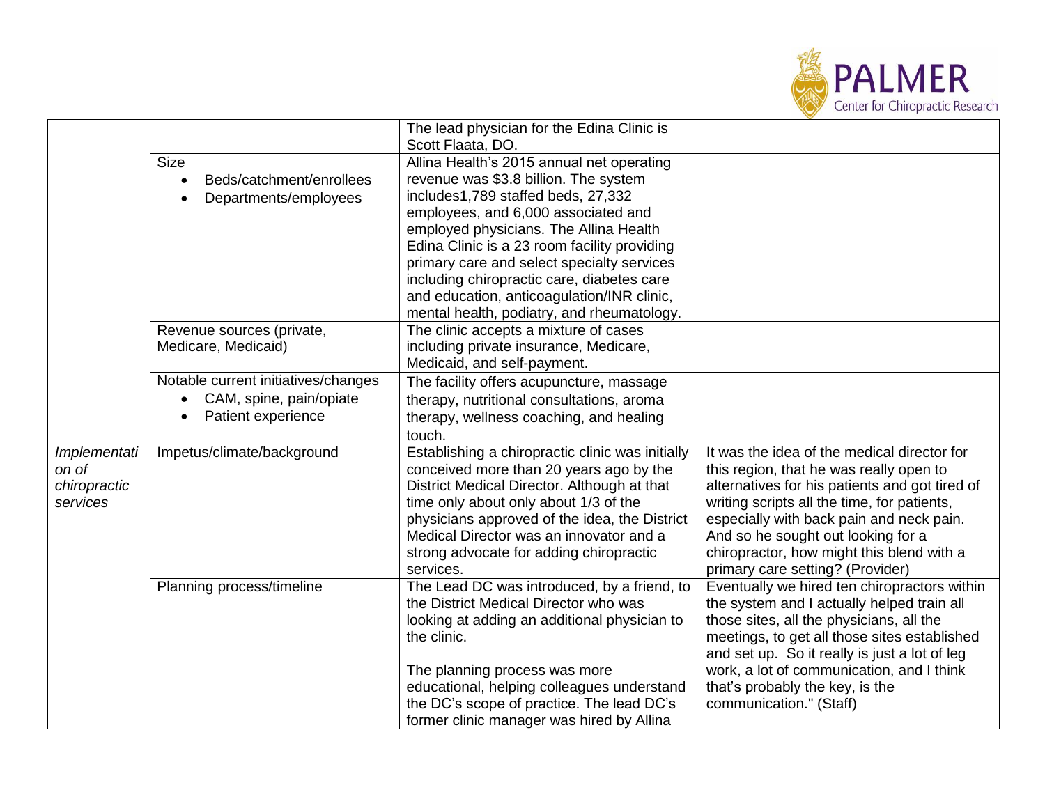| | | | |
|---|---|---|---|
| | | The lead physician for the Edina Clinic is Scott Flaata, DO. | |
| | Size<br>• Beds/catchment/enrollees<br>• Departments/employees | Allina Health's 2015 annual net operating revenue was $3.8 billion. The system includes1,789 staffed beds, 27,332 employees, and 6,000 associated and employed physicians. The Allina Health Edina Clinic is a 23 room facility providing primary care and select specialty services including chiropractic care, diabetes care and education, anticoagulation/INR clinic, mental health, podiatry, and rheumatology. | |
| | Revenue sources (private, Medicare, Medicaid) | The clinic accepts a mixture of cases including private insurance, Medicare, Medicaid, and self-payment. | |
| | Notable current initiatives/changes<br>• CAM, spine, pain/opiate<br>• Patient experience | The facility offers acupuncture, massage therapy, nutritional consultations, aroma therapy, wellness coaching, and healing touch. | |
| *Implementation of chiropractic services* | Impetus/climate/background | Establishing a chiropractic clinic was initially conceived more than 20 years ago by the District Medical Director. Although at that time only about only about 1/3 of the physicians approved of the idea, the District Medical Director was an innovator and a strong advocate for adding chiropractic services. | It was the idea of the medical director for this region, that he was really open to alternatives for his patients and got tired of writing scripts all the time, for patients, especially with back pain and neck pain. And so he sought out looking for a chiropractor, how might this blend with a primary care setting? (Provider) |
| | Planning process/timeline | The Lead DC was introduced, by a friend, to the District Medical Director who was looking at adding an additional physician to the clinic.<br><br>The planning process was more educational, helping colleagues understand the DC's scope of practice. The lead DC's former clinic manager was hired by Allina | Eventually we hired ten chiropractors within the system and I actually helped train all those sites, all the physicians, all the meetings, to get all those sites established and set up. So it really is just a lot of leg work, a lot of communication, and I think that's probably the key, is the communication." (Staff) |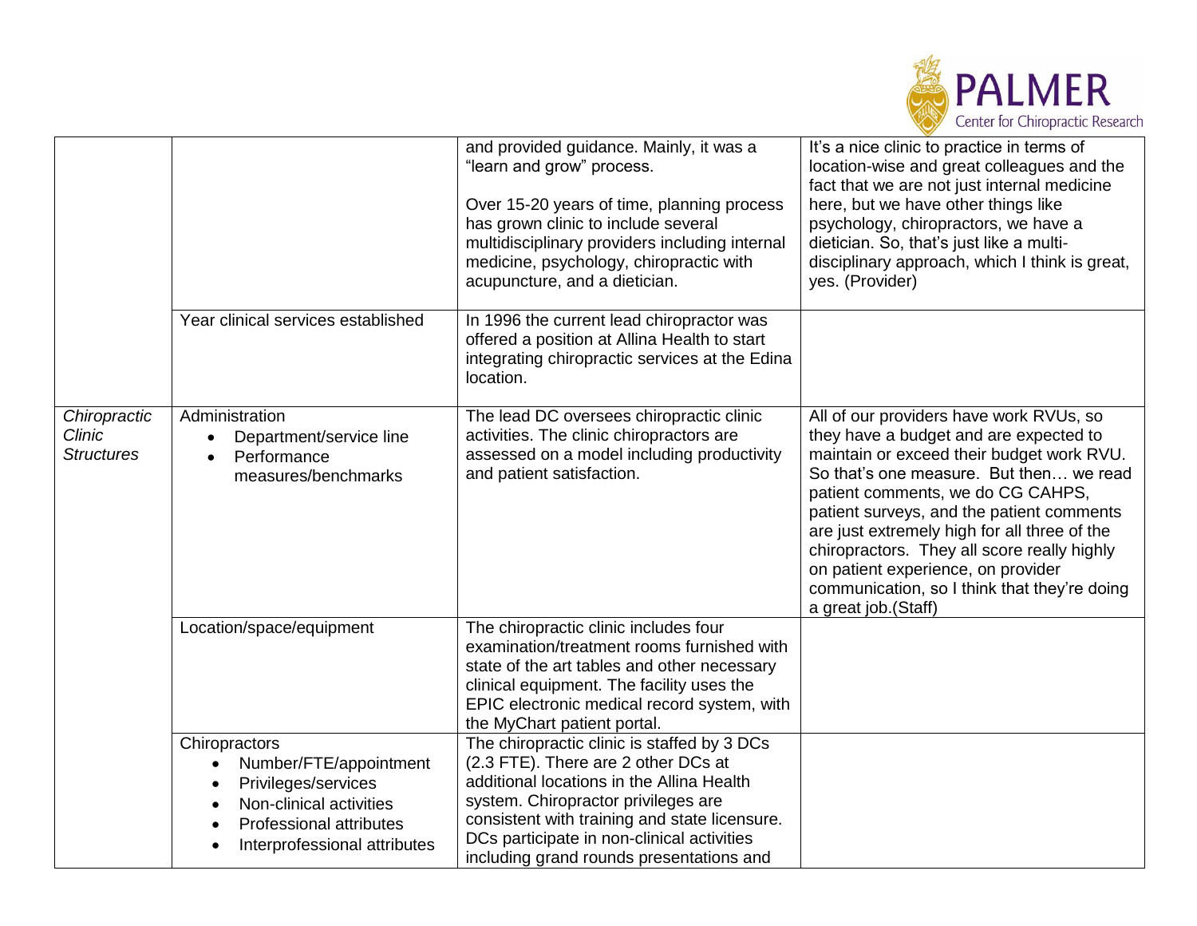| | | | |
|---|---|---|---|
| | | and provided guidance. Mainly, it was a "learn and grow" process.<br><br>Over 15-20 years of time, planning process has grown clinic to include several multidisciplinary providers including internal medicine, psychology, chiropractic with acupuncture, and a dietician. | It's a nice clinic to practice in terms of location-wise and great colleagues and the fact that we are not just internal medicine here, but we have other things like psychology, chiropractors, we have a dietician. So, that's just like a multi-disciplinary approach, which I think is great, yes. (Provider) |
| | Year clinical services established | In 1996 the current lead chiropractor was offered a position at Allina Health to start integrating chiropractic services at the Edina location. | |
| *Chiropractic Clinic Structures* | Administration<br>• Department/service line<br>• Performance measures/benchmarks | The lead DC oversees chiropractic clinic activities. The clinic chiropractors are assessed on a model including productivity and patient satisfaction. | All of our providers have work RVUs, so they have a budget and are expected to maintain or exceed their budget work RVU. So that's one measure. But then… we read patient comments, we do CG CAHPS, patient surveys, and the patient comments are just extremely high for all three of the chiropractors. They all score really highly on patient experience, on provider communication, so I think that they're doing a great job.(Staff) |
| | Location/space/equipment | The chiropractic clinic includes four examination/treatment rooms furnished with state of the art tables and other necessary clinical equipment. The facility uses the EPIC electronic medical record system, with the MyChart patient portal. | |
| | Chiropractors<br>• Number/FTE/appointment<br>• Privileges/services<br>• Non-clinical activities<br>• Professional attributes<br>• Interprofessional attributes | The chiropractic clinic is staffed by 3 DCs (2.3 FTE). There are 2 other DCs at additional locations in the Allina Health system. Chiropractor privileges are consistent with training and state licensure. DCs participate in non-clinical activities including grand rounds presentations and | |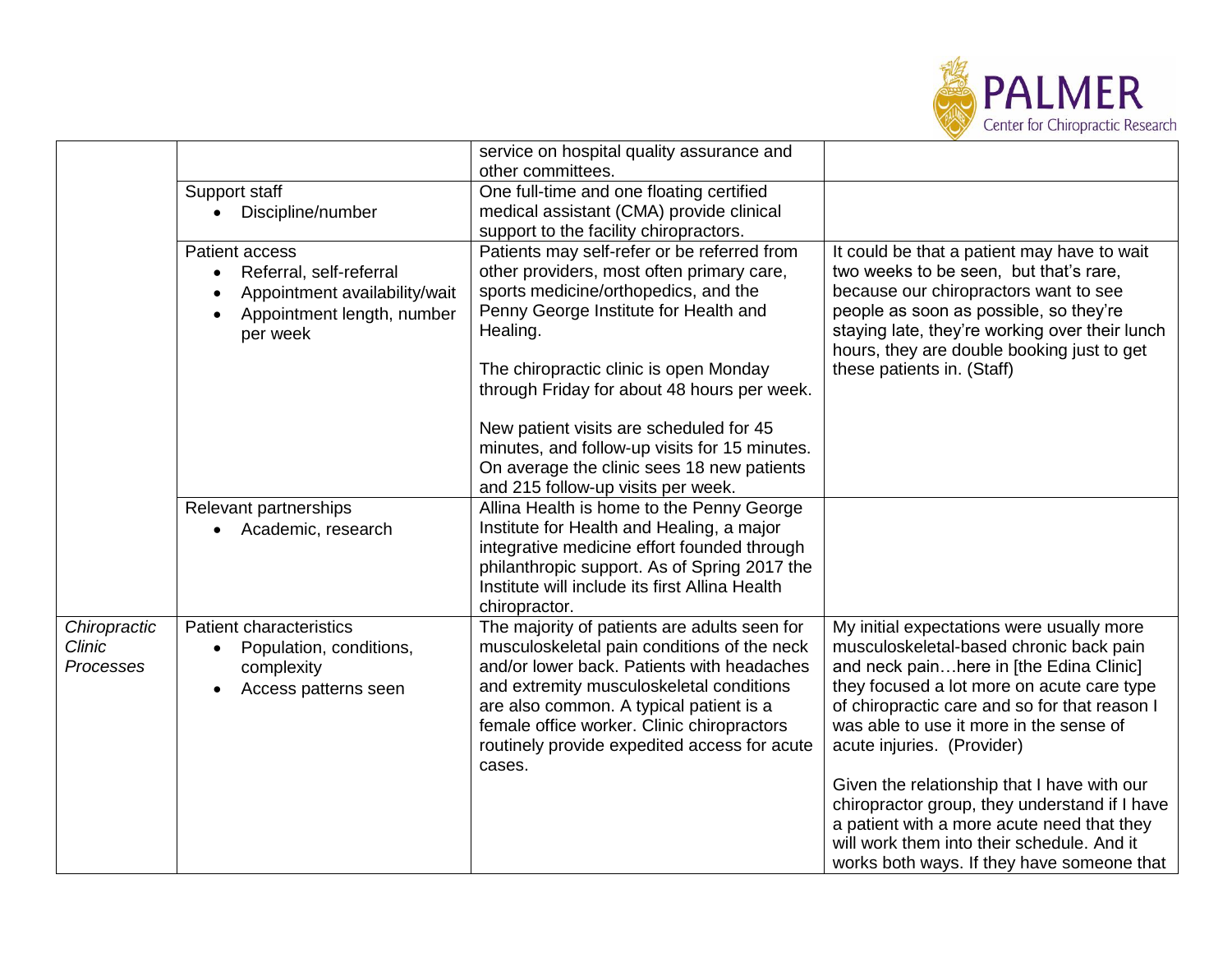| | | | |
|---|---|---|---|
| | | service on hospital quality assurance and other committees. | |
| | Support staff<br>• Discipline/number | One full-time and one floating certified medical assistant (CMA) provide clinical support to the facility chiropractors. | |
| | Patient access<br>• Referral, self-referral<br>• Appointment availability/wait<br>• Appointment length, number per week | Patients may self-refer or be referred from other providers, most often primary care, sports medicine/orthopedics, and the Penny George Institute for Health and Healing.<br><br>The chiropractic clinic is open Monday through Friday for about 48 hours per week.<br><br>New patient visits are scheduled for 45 minutes, and follow-up visits for 15 minutes. On average the clinic sees 18 new patients and 215 follow-up visits per week. | It could be that a patient may have to wait two weeks to be seen, but that's rare, because our chiropractors want to see people as soon as possible, so they're staying late, they're working over their lunch hours, they are double booking just to get these patients in. (Staff) |
| | Relevant partnerships<br>• Academic, research | Allina Health is home to the Penny George Institute for Health and Healing, a major integrative medicine effort founded through philanthropic support. As of Spring 2017 the Institute will include its first Allina Health chiropractor. | |
| *Chiropractic Clinic Processes* | Patient characteristics<br>• Population, conditions, complexity<br>• Access patterns seen | The majority of patients are adults seen for musculoskeletal pain conditions of the neck and/or lower back. Patients with headaches and extremity musculoskeletal conditions are also common. A typical patient is a female office worker. Clinic chiropractors routinely provide expedited access for acute cases. | My initial expectations were usually more musculoskeletal-based chronic back pain and neck pain…here in [the Edina Clinic] they focused a lot more on acute care type of chiropractic care and so for that reason I was able to use it more in the sense of acute injuries. (Provider)<br><br>Given the relationship that I have with our chiropractor group, they understand if I have a patient with a more acute need that they will work them into their schedule. And it works both ways. If they have someone that |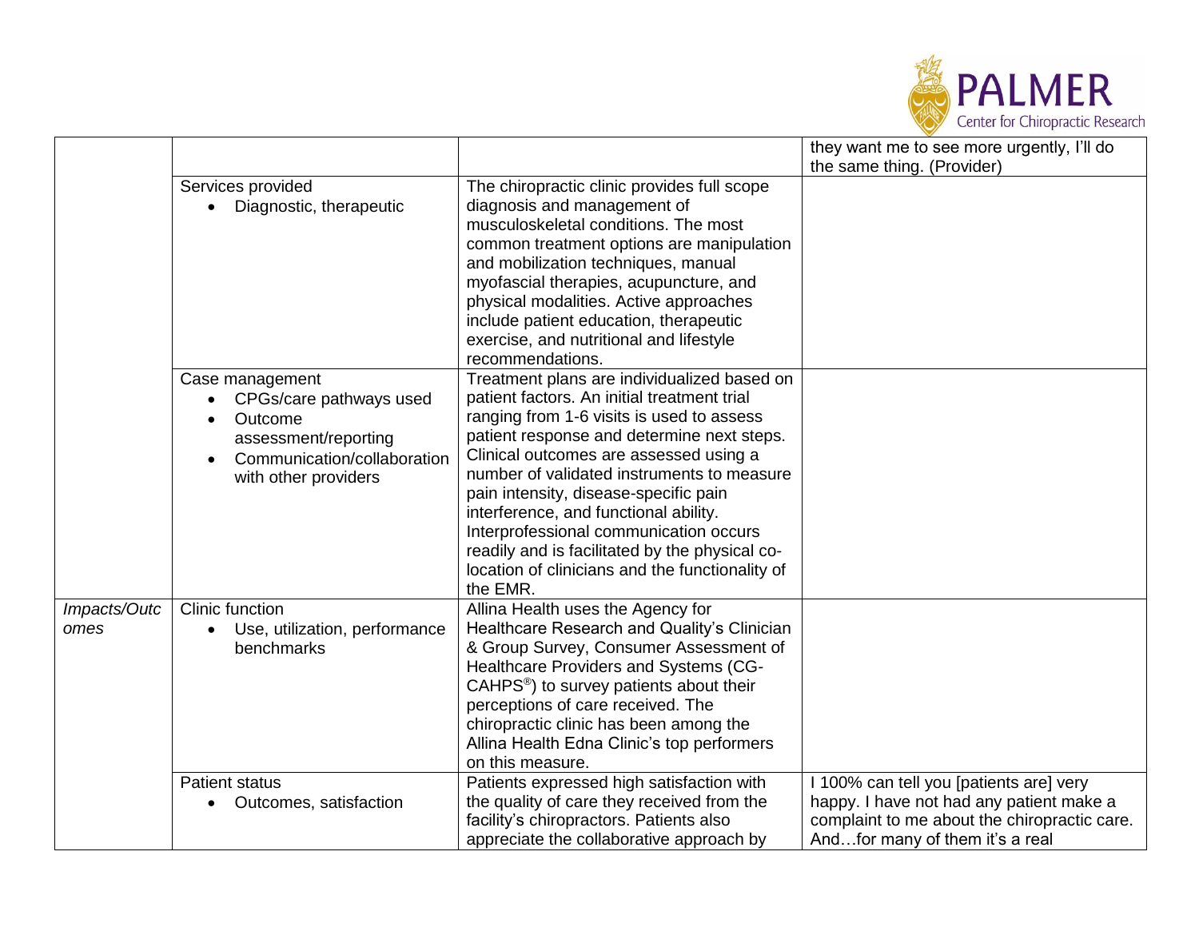| | | | |
|---|---|---|---|
| | | | they want me to see more urgently, I'll do the same thing. (Provider) |
| | Services provided<br>• Diagnostic, therapeutic | The chiropractic clinic provides full scope diagnosis and management of musculoskeletal conditions. The most common treatment options are manipulation and mobilization techniques, manual myofascial therapies, acupuncture, and physical modalities. Active approaches include patient education, therapeutic exercise, and nutritional and lifestyle recommendations. | |
| | Case management<br>• CPGs/care pathways used<br>• Outcome assessment/reporting<br>• Communication/collaboration with other providers | Treatment plans are individualized based on patient factors. An initial treatment trial ranging from 1-6 visits is used to assess patient response and determine next steps. Clinical outcomes are assessed using a number of validated instruments to measure pain intensity, disease-specific pain interference, and functional ability. Interprofessional communication occurs readily and is facilitated by the physical co-location of clinicians and the functionality of the EMR. | |
| *Impacts/Outcomes* | Clinic function<br>• Use, utilization, performance benchmarks | Allina Health uses the Agency for Healthcare Research and Quality's Clinician & Group Survey, Consumer Assessment of Healthcare Providers and Systems (CG-CAHPS®) to survey patients about their perceptions of care received. The chiropractic clinic has been among the Allina Health Edna Clinic's top performers on this measure. | |
| | Patient status<br>• Outcomes, satisfaction | Patients expressed high satisfaction with the quality of care they received from the facility's chiropractors. Patients also appreciate the collaborative approach by | I 100% can tell you [patients are] very happy. I have not had any patient make a complaint to me about the chiropractic care. And…for many of them it's a real |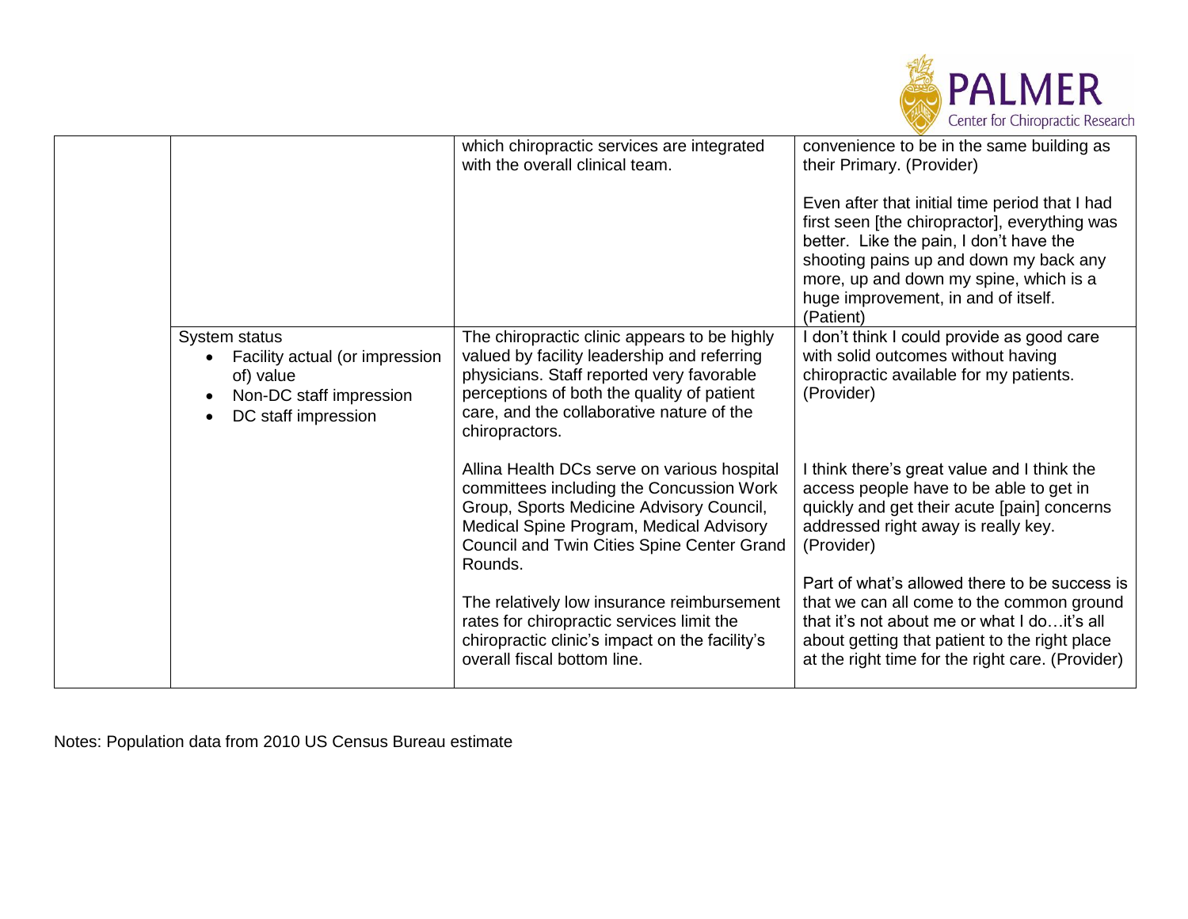| | | | |
|---|---|---|---|
| | | which chiropractic services are integrated with the overall clinical team. | convenience to be in the same building as their Primary. (Provider)<br><br>Even after that initial time period that I had first seen [the chiropractor], everything was better. Like the pain, I don't have the shooting pains up and down my back any more, up and down my spine, which is a huge improvement, in and of itself. (Patient) |
| | System status<br>• Facility actual (or impression of) value<br>• Non-DC staff impression<br>• DC staff impression | The chiropractic clinic appears to be highly valued by facility leadership and referring physicians. Staff reported very favorable perceptions of both the quality of patient care, and the collaborative nature of the chiropractors.<br><br>Allina Health DCs serve on various hospital committees including the Concussion Work Group, Sports Medicine Advisory Council, Medical Spine Program, Medical Advisory Council and Twin Cities Spine Center Grand Rounds.<br><br>The relatively low insurance reimbursement rates for chiropractic services limit the chiropractic clinic's impact on the facility's overall fiscal bottom line. | I don't think I could provide as good care with solid outcomes without having chiropractic available for my patients. (Provider)<br><br>I think there's great value and I think the access people have to be able to get in quickly and get their acute [pain] concerns addressed right away is really key. (Provider)<br><br>Part of what's allowed there to be success is that we can all come to the common ground that it's not about me or what I do…it's all about getting that patient to the right place at the right time for the right care. (Provider) |

Notes: Population data from 2010 US Census Bureau estimate